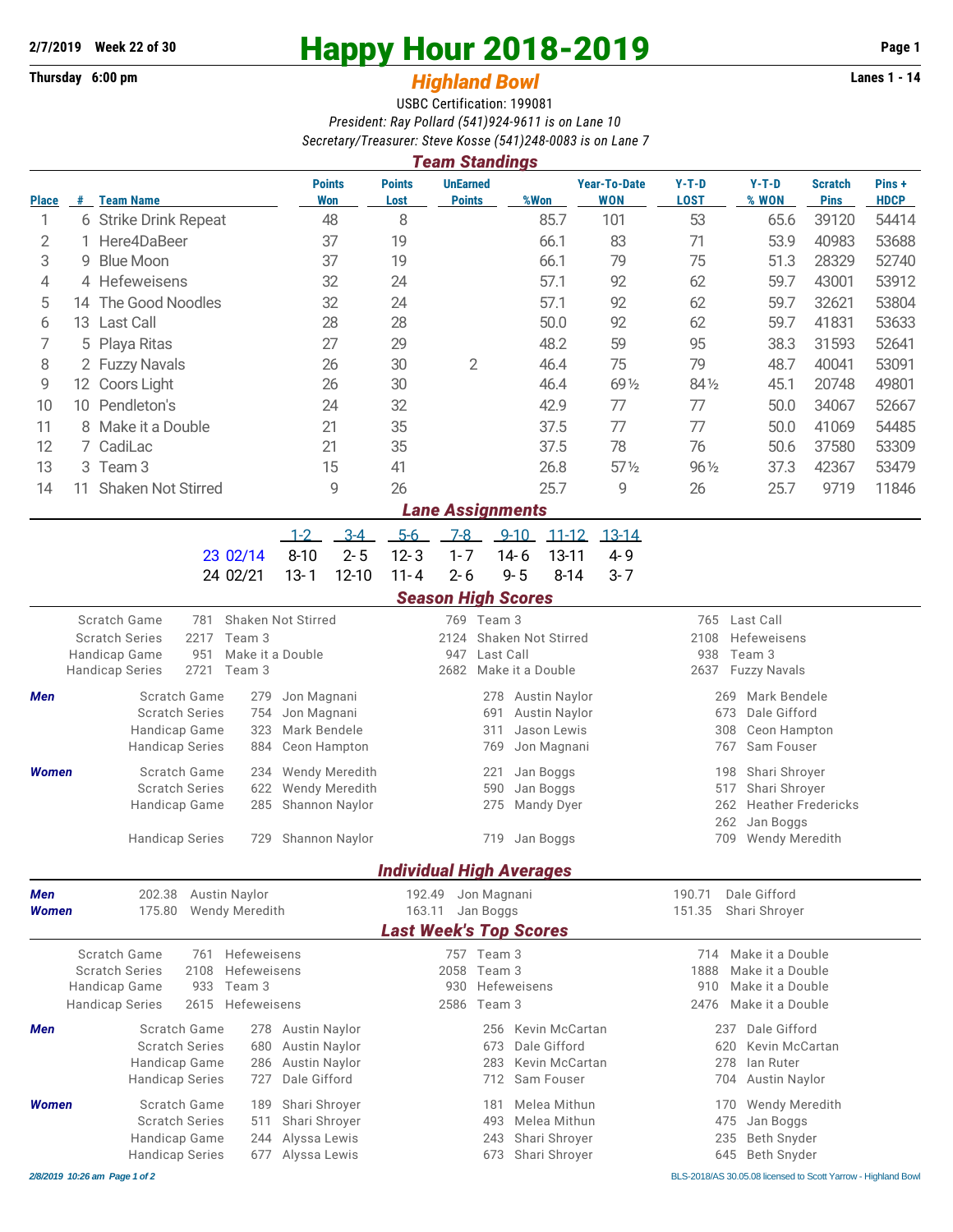2/7/2019 Week 22 of 30

Thursday 6:00 pm

# Happy Hour 2018-2019

## *Highland Bowl*

Lanes 1 - 14

USBC Certification: 199081

*President: Ray Pollard (541)924-9611 is on Lane 10*

*Secretary/Treasurer: Steve Kosse (541)248-0083 is on Lane 7*

### *Team Standings*

| Place | # | Team Name | Points Won | Points Lost | UnEarned Points | %Won | Year-To-Date WON | Y-T-D LOST | Y-T-D % WON | Scratch Pins | Pins + HDCP |
|---|---|---|---|---|---|---|---|---|---|---|---|
| 1 | 6 | Strike Drink Repeat | 48 | 8 | | 85.7 | 101 | 53 | 65.6 | 39120 | 54414 |
| 2 | 1 | Here4DaBeer | 37 | 19 | | 66.1 | 83 | 71 | 53.9 | 40983 | 53688 |
| 3 | 9 | Blue Moon | 37 | 19 | | 66.1 | 79 | 75 | 51.3 | 28329 | 52740 |
| 4 | 4 | Hefeweisens | 32 | 24 | | 57.1 | 92 | 62 | 59.7 | 43001 | 53912 |
| 5 | 14 | The Good Noodles | 32 | 24 | | 57.1 | 92 | 62 | 59.7 | 32621 | 53804 |
| 6 | 13 | Last Call | 28 | 28 | | 50.0 | 92 | 62 | 59.7 | 41831 | 53633 |
| 7 | 5 | Playa Ritas | 27 | 29 | | 48.2 | 59 | 95 | 38.3 | 31593 | 52641 |
| 8 | 2 | Fuzzy Navals | 26 | 30 | 2 | 46.4 | 75 | 79 | 48.7 | 40041 | 53091 |
| 9 | 12 | Coors Light | 26 | 30 | | 46.4 | 69½ | 84½ | 45.1 | 20748 | 49801 |
| 10 | 10 | Pendleton's | 24 | 32 | | 42.9 | 77 | 77 | 50.0 | 34067 | 52667 |
| 11 | 8 | Make it a Double | 21 | 35 | | 37.5 | 77 | 77 | 50.0 | 41069 | 54485 |
| 12 | 7 | CadiLac | 21 | 35 | | 37.5 | 78 | 76 | 50.6 | 37580 | 53309 |
| 13 | 3 | Team 3 | 15 | 41 | | 26.8 | 57½ | 96½ | 37.3 | 42367 | 53479 |
| 14 | 11 | Shaken Not Stirred | 9 | 26 | | 25.7 | 9 | 26 | 25.7 | 9719 | 11846 |

### *Lane Assignments*

| | 1-2 | 3-4 | 5-6 | 7-8 | 9-10 | 11-12 | 13-14 |
|---|---|---|---|---|---|---|---|
| 23 02/14 | 8-10 | 2-5 | 12-3 | 1-7 | 14-6 | 13-11 | 4-9 |
| 24 02/21 | 13-1 | 12-10 | 11-4 | 2-6 | 9-5 | 8-14 | 3-7 |

### *Season High Scores*

| | | | | | | |
|---|---|---|---|---|---|---|
| Scratch Game | 781 | Shaken Not Stirred | 769 | Team 3 | 765 | Last Call |
| Scratch Series | 2217 | Team 3 | 2124 | Shaken Not Stirred | 2108 | Hefeweisens |
| Handicap Game | 951 | Make it a Double | 947 | Last Call | 938 | Team 3 |
| Handicap Series | 2721 | Team 3 | 2682 | Make it a Double | 2637 | Fuzzy Navals |

***Men***

| | | | | | | |
|---|---|---|---|---|---|---|
| Scratch Game | 279 | Jon Magnani | 278 | Austin Naylor | 269 | Mark Bendele |
| Scratch Series | 754 | Jon Magnani | 691 | Austin Naylor | 673 | Dale Gifford |
| Handicap Game | 323 | Mark Bendele | 311 | Jason Lewis | 308 | Ceon Hampton |
| Handicap Series | 884 | Ceon Hampton | 769 | Jon Magnani | 767 | Sam Fouser |

***Women***

| | | | | | | |
|---|---|---|---|---|---|---|
| Scratch Game | 234 | Wendy Meredith | 221 | Jan Boggs | 198 | Shari Shroyer |
| Scratch Series | 622 | Wendy Meredith | 590 | Jan Boggs | 517 | Shari Shroyer |
| Handicap Game | 285 | Shannon Naylor | 275 | Mandy Dyer | 262 | Heather Fredericks |
| | | | | | 262 | Jan Boggs |
| Handicap Series | 729 | Shannon Naylor | 719 | Jan Boggs | 709 | Wendy Meredith |

### *Individual High Averages*

| | | | | | | |
|---|---|---|---|---|---|---|
| ***Men*** | 202.38 | Austin Naylor | 192.49 | Jon Magnani | 190.71 | Dale Gifford |
| ***Women*** | 175.80 | Wendy Meredith | 163.11 | Jan Boggs | 151.35 | Shari Shroyer |

### *Last Week's Top Scores*

| | | | | | | |
|---|---|---|---|---|---|---|
| Scratch Game | 761 | Hefeweisens | 757 | Team 3 | 714 | Make it a Double |
| Scratch Series | 2108 | Hefeweisens | 2058 | Team 3 | 1888 | Make it a Double |
| Handicap Game | 933 | Team 3 | 930 | Hefeweisens | 910 | Make it a Double |
| Handicap Series | 2615 | Hefeweisens | 2586 | Team 3 | 2476 | Make it a Double |

***Men***

| | | | | | | |
|---|---|---|---|---|---|---|
| Scratch Game | 278 | Austin Naylor | 256 | Kevin McCartan | 237 | Dale Gifford |
| Scratch Series | 680 | Austin Naylor | 673 | Dale Gifford | 620 | Kevin McCartan |
| Handicap Game | 286 | Austin Naylor | 283 | Kevin McCartan | 278 | Ian Ruter |
| Handicap Series | 727 | Dale Gifford | 712 | Sam Fouser | 704 | Austin Naylor |

***Women***

| | | | | | | |
|---|---|---|---|---|---|---|
| Scratch Game | 189 | Shari Shroyer | 181 | Melea Mithun | 170 | Wendy Meredith |
| Scratch Series | 511 | Shari Shroyer | 493 | Melea Mithun | 475 | Jan Boggs |
| Handicap Game | 244 | Alyssa Lewis | 243 | Shari Shroyer | 235 | Beth Snyder |
| Handicap Series | 677 | Alyssa Lewis | 673 | Shari Shroyer | 645 | Beth Snyder |

*2/8/2019 10:26 am*

BLS-2018/AS 30.05.08 licensed to Scott Yarrow - Highland Bowl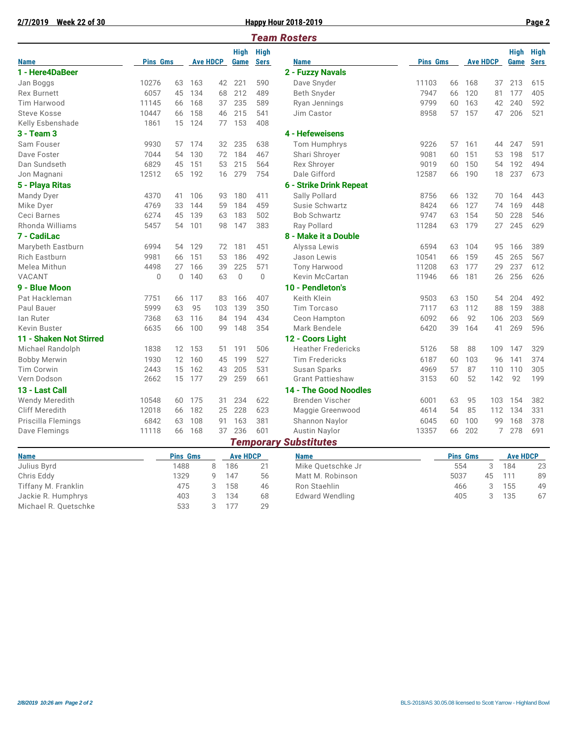## Team Rosters

| Name | Pins | Gms | Ave | HDCP | High Game | High Sers |
|---|---|---|---|---|---|---|
| **1 - Here4DaBeer** | | | | | | |
| Jan Boggs | 10276 | 63 | 163 | 42 | 221 | 590 |
| Rex Burnett | 6057 | 45 | 134 | 68 | 212 | 489 |
| Tim Harwood | 11145 | 66 | 168 | 37 | 235 | 589 |
| Steve Kosse | 10447 | 66 | 158 | 46 | 215 | 541 |
| Kelly Esbenshade | 1861 | 15 | 124 | 77 | 153 | 408 |
| **2 - Fuzzy Navals** | | | | | | |
| Dave Snyder | 11103 | 66 | 168 | 37 | 213 | 615 |
| Beth Snyder | 7947 | 66 | 120 | 81 | 177 | 405 |
| Ryan Jennings | 9799 | 60 | 163 | 42 | 240 | 592 |
| Jim Castor | 8958 | 57 | 157 | 47 | 206 | 521 |
| **3 - Team 3** | | | | | | |
| Sam Fouser | 9930 | 57 | 174 | 32 | 235 | 638 |
| Dave Foster | 7044 | 54 | 130 | 72 | 184 | 467 |
| Dan Sundseth | 6829 | 45 | 151 | 53 | 215 | 564 |
| Jon Magnani | 12512 | 65 | 192 | 16 | 279 | 754 |
| **4 - Hefeweisens** | | | | | | |
| Tom Humphrys | 9226 | 57 | 161 | 44 | 247 | 591 |
| Shari Shroyer | 9081 | 60 | 151 | 53 | 198 | 517 |
| Rex Shroyer | 9019 | 60 | 150 | 54 | 192 | 494 |
| Dale Gifford | 12587 | 66 | 190 | 18 | 237 | 673 |
| **5 - Playa Ritas** | | | | | | |
| Mandy Dyer | 4370 | 41 | 106 | 93 | 180 | 411 |
| Mike Dyer | 4769 | 33 | 144 | 59 | 184 | 459 |
| Ceci Barnes | 6274 | 45 | 139 | 63 | 183 | 502 |
| Rhonda Williams | 5457 | 54 | 101 | 98 | 147 | 383 |
| **6 - Strike Drink Repeat** | | | | | | |
| Sally Pollard | 8756 | 66 | 132 | 70 | 164 | 443 |
| Susie Schwartz | 8424 | 66 | 127 | 74 | 169 | 448 |
| Bob Schwartz | 9747 | 63 | 154 | 50 | 228 | 546 |
| Ray Pollard | 11284 | 63 | 179 | 27 | 245 | 629 |
| **7 - CadiLac** | | | | | | |
| Marybeth Eastburn | 6994 | 54 | 129 | 72 | 181 | 451 |
| Rich Eastburn | 9981 | 66 | 151 | 53 | 186 | 492 |
| Melea Mithun | 4498 | 27 | 166 | 39 | 225 | 571 |
| VACANT | 0 | 0 | 140 | 63 | 0 | 0 |
| **8 - Make it a Double** | | | | | | |
| Alyssa Lewis | 6594 | 63 | 104 | 95 | 166 | 389 |
| Jason Lewis | 10541 | 66 | 159 | 45 | 265 | 567 |
| Tony Harwood | 11208 | 63 | 177 | 29 | 237 | 612 |
| Kevin McCartan | 11946 | 66 | 181 | 26 | 256 | 626 |
| **9 - Blue Moon** | | | | | | |
| Pat Hackleman | 7751 | 66 | 117 | 83 | 166 | 407 |
| Paul Bauer | 5999 | 63 | 95 | 103 | 139 | 350 |
| Ian Ruter | 7368 | 63 | 116 | 84 | 194 | 434 |
| Kevin Buster | 6635 | 66 | 100 | 99 | 148 | 354 |
| **10 - Pendleton's** | | | | | | |
| Keith Klein | 9503 | 63 | 150 | 54 | 204 | 492 |
| Tim Torcaso | 7117 | 63 | 112 | 88 | 159 | 388 |
| Ceon Hampton | 6092 | 66 | 92 | 106 | 203 | 569 |
| Mark Bendele | 6420 | 39 | 164 | 41 | 269 | 596 |
| **11 - Shaken Not Stirred** | | | | | | |
| Michael Randolph | 1838 | 12 | 153 | 51 | 191 | 506 |
| Bobby Merwin | 1930 | 12 | 160 | 45 | 199 | 527 |
| Tim Corwin | 2443 | 15 | 162 | 43 | 205 | 531 |
| Vern Dodson | 2662 | 15 | 177 | 29 | 259 | 661 |
| **12 - Coors Light** | | | | | | |
| Heather Fredericks | 5126 | 58 | 88 | 109 | 147 | 329 |
| Tim Fredericks | 6187 | 60 | 103 | 96 | 141 | 374 |
| Susan Sparks | 4969 | 57 | 87 | 110 | 110 | 305 |
| Grant Pattieshaw | 3153 | 60 | 52 | 142 | 92 | 199 |
| **13 - Last Call** | | | | | | |
| Wendy Meredith | 10548 | 60 | 175 | 31 | 234 | 622 |
| Cliff Meredith | 12018 | 66 | 182 | 25 | 228 | 623 |
| Priscilla Flemings | 6842 | 63 | 108 | 91 | 163 | 381 |
| Dave Flemings | 11118 | 66 | 168 | 37 | 236 | 601 |
| **14 - The Good Noodles** | | | | | | |
| Brenden Vischer | 6001 | 63 | 95 | 103 | 154 | 382 |
| Maggie Greenwood | 4614 | 54 | 85 | 112 | 134 | 331 |
| Shannon Naylor | 6045 | 60 | 100 | 99 | 168 | 378 |
| Austin Naylor | 13357 | 66 | 202 | 7 | 278 | 691 |

## Temporary Substitutes

| Name | Pins | Gms | Ave | HDCP |
|---|---|---|---|---|
| Julius Byrd | 1488 | 8 | 186 | 21 |
| Chris Eddy | 1329 | 9 | 147 | 56 |
| Tiffany M. Franklin | 475 | 3 | 158 | 46 |
| Jackie R. Humphrys | 403 | 3 | 134 | 68 |
| Michael R. Quetschke | 533 | 3 | 177 | 29 |
| Mike Quetschke Jr | 554 | 3 | 184 | 23 |
| Matt M. Robinson | 5037 | 45 | 111 | 89 |
| Ron Staehlin | 466 | 3 | 155 | 49 |
| Edward Wendling | 405 | 3 | 135 | 67 |